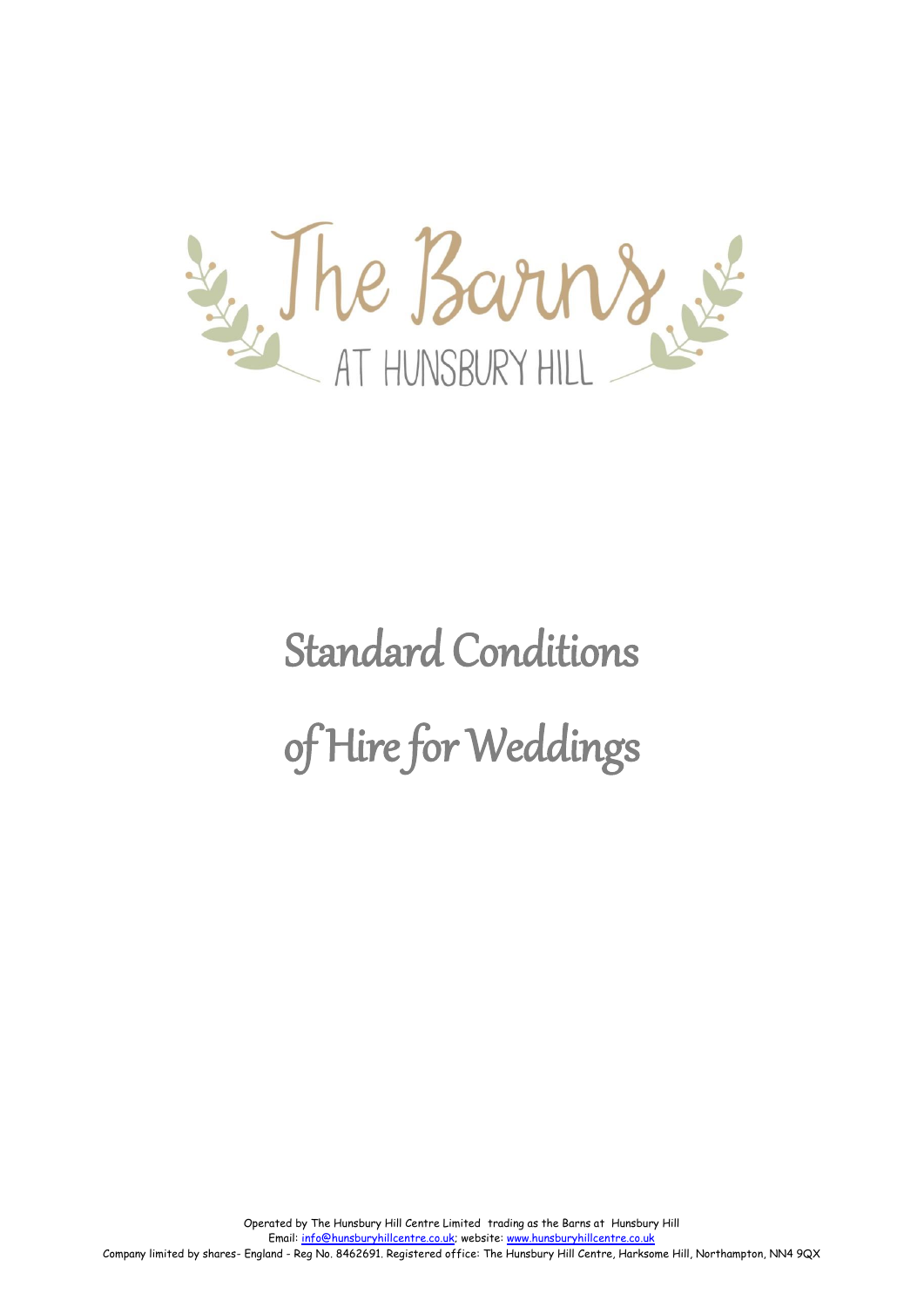# The Barns

AT HUNSBURY HILL

# Standard Conditions of Hire for Weddings

Operated by The Hunsbury Hill Centre Limited trading as the Barns at Hunsbury Hill
Email: info@hunsburyhillcentre.co.uk; website: www.hunsburyhillcentre.co.uk
Company limited by shares- England - Reg No. 8462691. Registered office: The Hunsbury Hill Centre, Harksome Hill, Northampton, NN4 9QX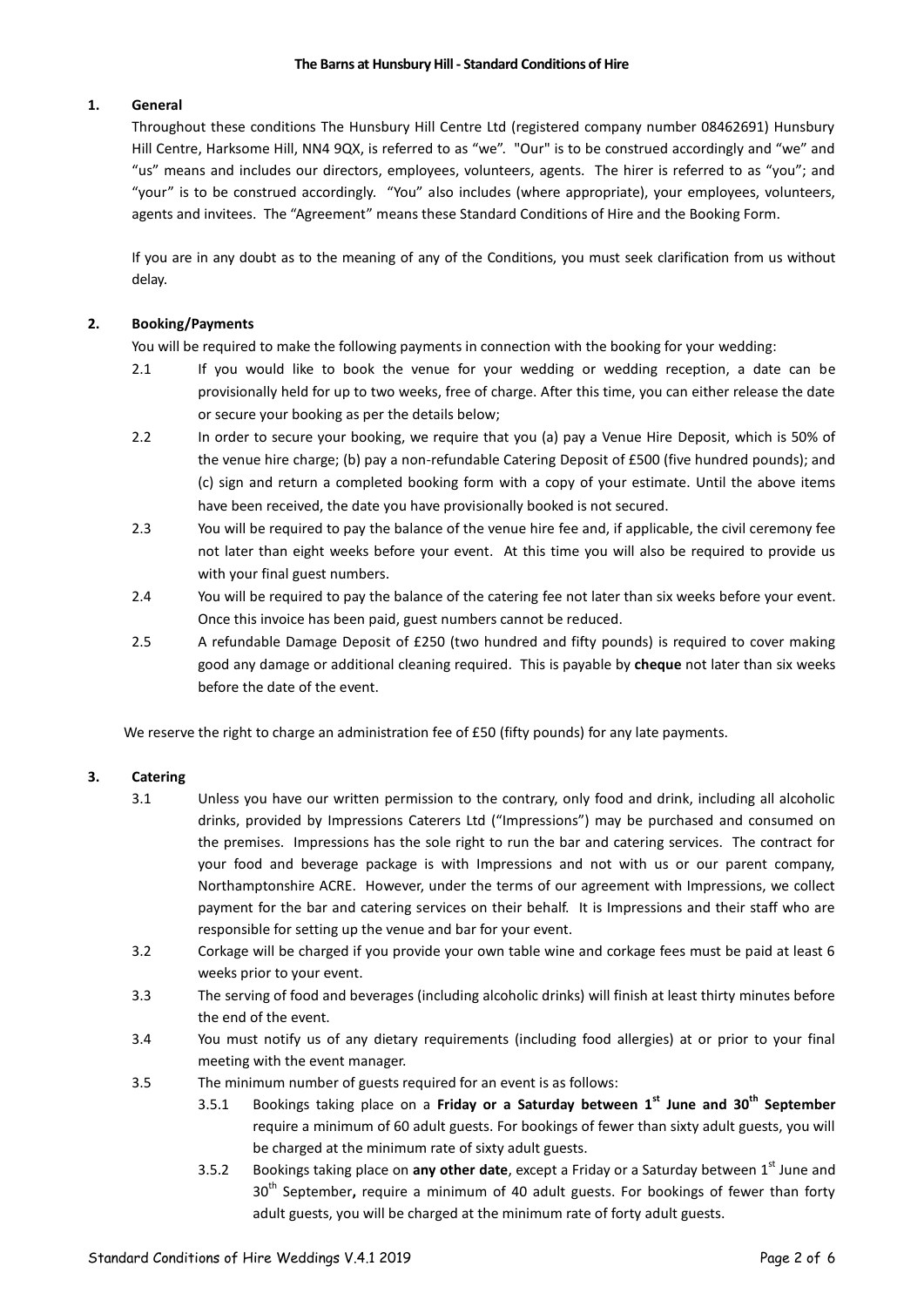**The Barns at Hunsbury Hill - Standard Conditions of Hire**

## 1. General

Throughout these conditions The Hunsbury Hill Centre Ltd (registered company number 08462691) Hunsbury Hill Centre, Harksome Hill, NN4 9QX, is referred to as "we". "Our" is to be construed accordingly and "we" and "us" means and includes our directors, employees, volunteers, agents. The hirer is referred to as "you"; and "your" is to be construed accordingly. "You" also includes (where appropriate), your employees, volunteers, agents and invitees. The "Agreement" means these Standard Conditions of Hire and the Booking Form.

If you are in any doubt as to the meaning of any of the Conditions, you must seek clarification from us without delay.

## 2. Booking/Payments

You will be required to make the following payments in connection with the booking for your wedding:

2.1 If you would like to book the venue for your wedding or wedding reception, a date can be provisionally held for up to two weeks, free of charge. After this time, you can either release the date or secure your booking as per the details below;

2.2 In order to secure your booking, we require that you (a) pay a Venue Hire Deposit, which is 50% of the venue hire charge; (b) pay a non-refundable Catering Deposit of £500 (five hundred pounds); and (c) sign and return a completed booking form with a copy of your estimate. Until the above items have been received, the date you have provisionally booked is not secured.

2.3 You will be required to pay the balance of the venue hire fee and, if applicable, the civil ceremony fee not later than eight weeks before your event. At this time you will also be required to provide us with your final guest numbers.

2.4 You will be required to pay the balance of the catering fee not later than six weeks before your event. Once this invoice has been paid, guest numbers cannot be reduced.

2.5 A refundable Damage Deposit of £250 (two hundred and fifty pounds) is required to cover making good any damage or additional cleaning required. This is payable by **cheque** not later than six weeks before the date of the event.

We reserve the right to charge an administration fee of £50 (fifty pounds) for any late payments.

## 3. Catering

3.1 Unless you have our written permission to the contrary, only food and drink, including all alcoholic drinks, provided by Impressions Caterers Ltd ("Impressions") may be purchased and consumed on the premises. Impressions has the sole right to run the bar and catering services. The contract for your food and beverage package is with Impressions and not with us or our parent company, Northamptonshire ACRE. However, under the terms of our agreement with Impressions, we collect payment for the bar and catering services on their behalf. It is Impressions and their staff who are responsible for setting up the venue and bar for your event.

3.2 Corkage will be charged if you provide your own table wine and corkage fees must be paid at least 6 weeks prior to your event.

3.3 The serving of food and beverages (including alcoholic drinks) will finish at least thirty minutes before the end of the event.

3.4 You must notify us of any dietary requirements (including food allergies) at or prior to your final meeting with the event manager.

3.5 The minimum number of guests required for an event is as follows:

3.5.1 Bookings taking place on a **Friday or a Saturday between 1st June and 30th September** require a minimum of 60 adult guests. For bookings of fewer than sixty adult guests, you will be charged at the minimum rate of sixty adult guests.

3.5.2 Bookings taking place on **any other date**, except a Friday or a Saturday between 1st June and 30th September**,** require a minimum of 40 adult guests. For bookings of fewer than forty adult guests, you will be charged at the minimum rate of forty adult guests.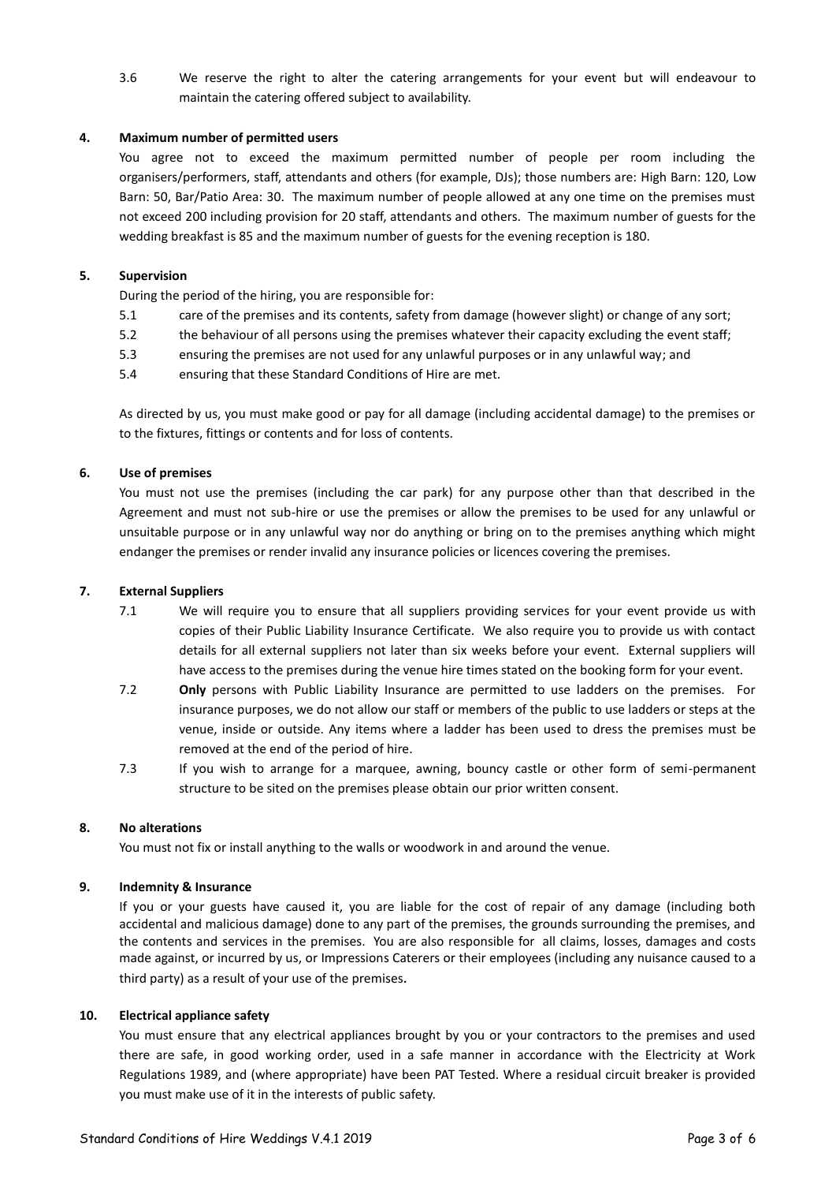3.6 We reserve the right to alter the catering arrangements for your event but will endeavour to maintain the catering offered subject to availability.

**4. Maximum number of permitted users**

You agree not to exceed the maximum permitted number of people per room including the organisers/performers, staff, attendants and others (for example, DJs); those numbers are: High Barn: 120, Low Barn: 50, Bar/Patio Area: 30. The maximum number of people allowed at any one time on the premises must not exceed 200 including provision for 20 staff, attendants and others. The maximum number of guests for the wedding breakfast is 85 and the maximum number of guests for the evening reception is 180.

**5. Supervision**

During the period of the hiring, you are responsible for:

5.1 care of the premises and its contents, safety from damage (however slight) or change of any sort;

5.2 the behaviour of all persons using the premises whatever their capacity excluding the event staff;

5.3 ensuring the premises are not used for any unlawful purposes or in any unlawful way; and

5.4 ensuring that these Standard Conditions of Hire are met.

As directed by us, you must make good or pay for all damage (including accidental damage) to the premises or to the fixtures, fittings or contents and for loss of contents.

**6. Use of premises**

You must not use the premises (including the car park) for any purpose other than that described in the Agreement and must not sub-hire or use the premises or allow the premises to be used for any unlawful or unsuitable purpose or in any unlawful way nor do anything or bring on to the premises anything which might endanger the premises or render invalid any insurance policies or licences covering the premises.

**7. External Suppliers**

7.1 We will require you to ensure that all suppliers providing services for your event provide us with copies of their Public Liability Insurance Certificate. We also require you to provide us with contact details for all external suppliers not later than six weeks before your event. External suppliers will have access to the premises during the venue hire times stated on the booking form for your event.

7.2 **Only** persons with Public Liability Insurance are permitted to use ladders on the premises. For insurance purposes, we do not allow our staff or members of the public to use ladders or steps at the venue, inside or outside. Any items where a ladder has been used to dress the premises must be removed at the end of the period of hire.

7.3 If you wish to arrange for a marquee, awning, bouncy castle or other form of semi-permanent structure to be sited on the premises please obtain our prior written consent.

**8. No alterations**

You must not fix or install anything to the walls or woodwork in and around the venue.

**9. Indemnity & Insurance**

If you or your guests have caused it, you are liable for the cost of repair of any damage (including both accidental and malicious damage) done to any part of the premises, the grounds surrounding the premises, and the contents and services in the premises. You are also responsible for all claims, losses, damages and costs made against, or incurred by us, or Impressions Caterers or their employees (including any nuisance caused to a third party) as a result of your use of the premises.

**10. Electrical appliance safety**

You must ensure that any electrical appliances brought by you or your contractors to the premises and used there are safe, in good working order, used in a safe manner in accordance with the Electricity at Work Regulations 1989, and (where appropriate) have been PAT Tested. Where a residual circuit breaker is provided you must make use of it in the interests of public safety.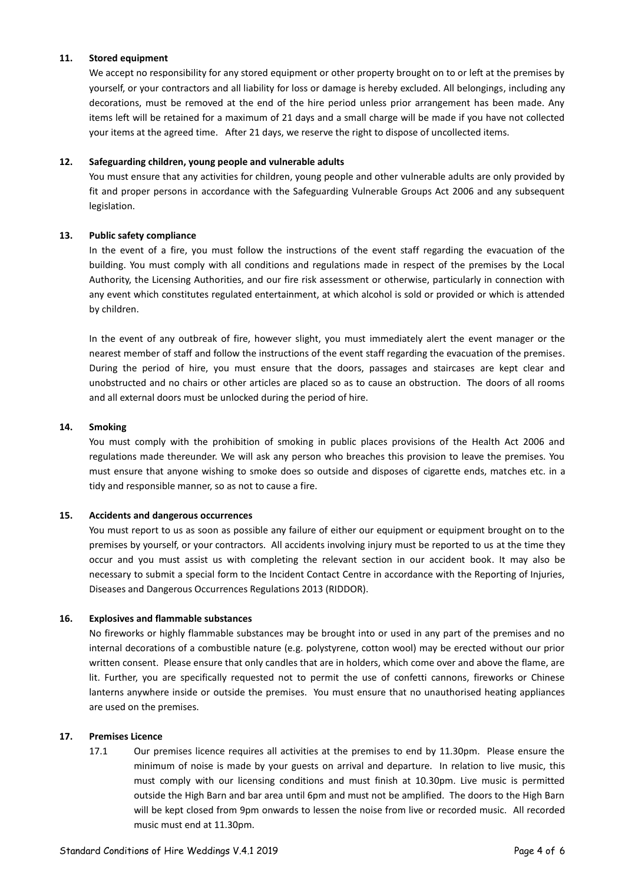**11. Stored equipment**

We accept no responsibility for any stored equipment or other property brought on to or left at the premises by yourself, or your contractors and all liability for loss or damage is hereby excluded. All belongings, including any decorations, must be removed at the end of the hire period unless prior arrangement has been made. Any items left will be retained for a maximum of 21 days and a small charge will be made if you have not collected your items at the agreed time. After 21 days, we reserve the right to dispose of uncollected items.

**12. Safeguarding children, young people and vulnerable adults**

You must ensure that any activities for children, young people and other vulnerable adults are only provided by fit and proper persons in accordance with the Safeguarding Vulnerable Groups Act 2006 and any subsequent legislation.

**13. Public safety compliance**

In the event of a fire, you must follow the instructions of the event staff regarding the evacuation of the building. You must comply with all conditions and regulations made in respect of the premises by the Local Authority, the Licensing Authorities, and our fire risk assessment or otherwise, particularly in connection with any event which constitutes regulated entertainment, at which alcohol is sold or provided or which is attended by children.

In the event of any outbreak of fire, however slight, you must immediately alert the event manager or the nearest member of staff and follow the instructions of the event staff regarding the evacuation of the premises. During the period of hire, you must ensure that the doors, passages and staircases are kept clear and unobstructed and no chairs or other articles are placed so as to cause an obstruction. The doors of all rooms and all external doors must be unlocked during the period of hire.

**14. Smoking**

You must comply with the prohibition of smoking in public places provisions of the Health Act 2006 and regulations made thereunder. We will ask any person who breaches this provision to leave the premises. You must ensure that anyone wishing to smoke does so outside and disposes of cigarette ends, matches etc. in a tidy and responsible manner, so as not to cause a fire.

**15. Accidents and dangerous occurrences**

You must report to us as soon as possible any failure of either our equipment or equipment brought on to the premises by yourself, or your contractors. All accidents involving injury must be reported to us at the time they occur and you must assist us with completing the relevant section in our accident book. It may also be necessary to submit a special form to the Incident Contact Centre in accordance with the Reporting of Injuries, Diseases and Dangerous Occurrences Regulations 2013 (RIDDOR).

**16. Explosives and flammable substances**

No fireworks or highly flammable substances may be brought into or used in any part of the premises and no internal decorations of a combustible nature (e.g. polystyrene, cotton wool) may be erected without our prior written consent. Please ensure that only candles that are in holders, which come over and above the flame, are lit. Further, you are specifically requested not to permit the use of confetti cannons, fireworks or Chinese lanterns anywhere inside or outside the premises. You must ensure that no unauthorised heating appliances are used on the premises.

**17. Premises Licence**

17.1 Our premises licence requires all activities at the premises to end by 11.30pm. Please ensure the minimum of noise is made by your guests on arrival and departure. In relation to live music, this must comply with our licensing conditions and must finish at 10.30pm. Live music is permitted outside the High Barn and bar area until 6pm and must not be amplified. The doors to the High Barn will be kept closed from 9pm onwards to lessen the noise from live or recorded music. All recorded music must end at 11.30pm.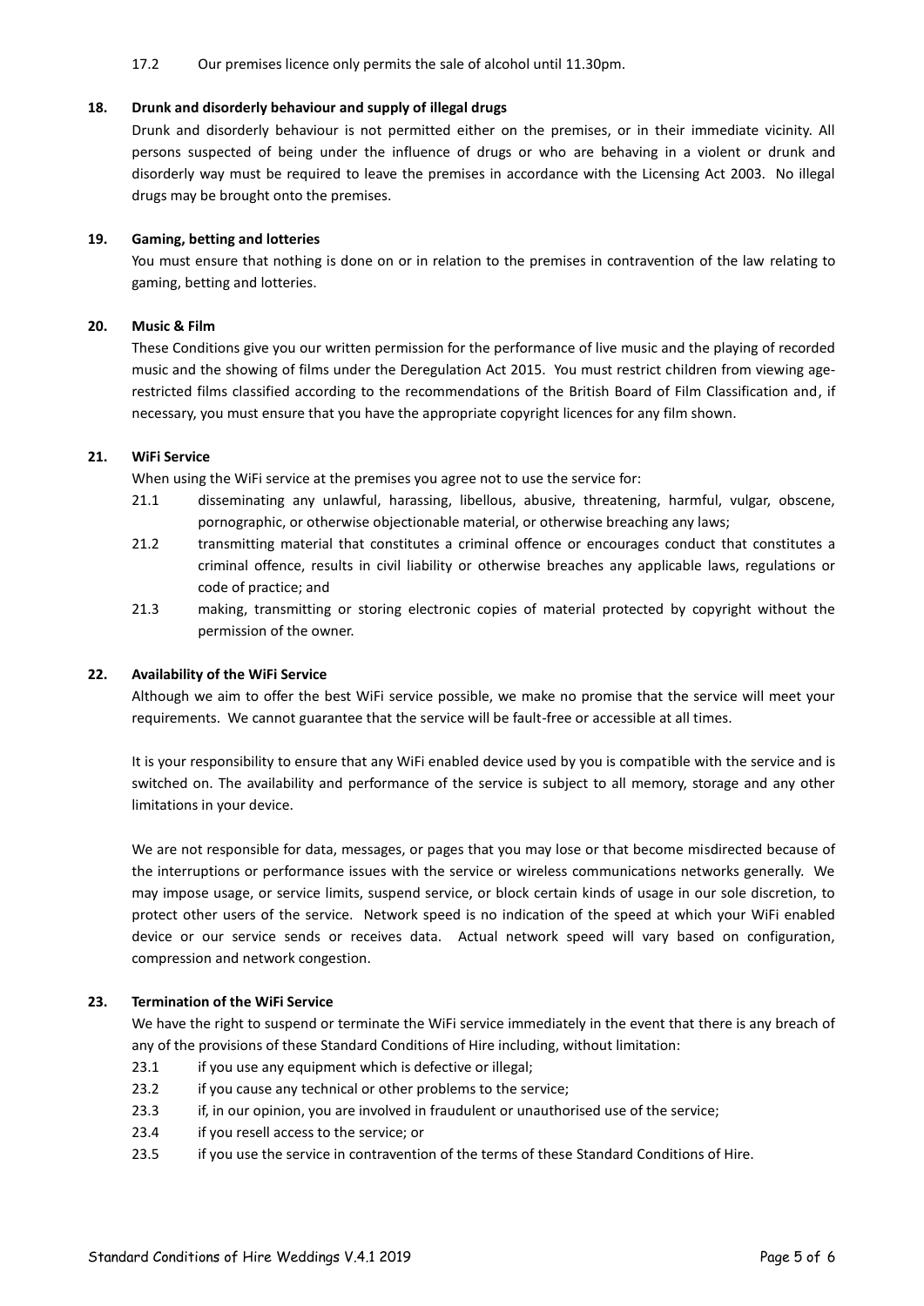17.2 Our premises licence only permits the sale of alcohol until 11.30pm.

**18. Drunk and disorderly behaviour and supply of illegal drugs**

Drunk and disorderly behaviour is not permitted either on the premises, or in their immediate vicinity. All persons suspected of being under the influence of drugs or who are behaving in a violent or drunk and disorderly way must be required to leave the premises in accordance with the Licensing Act 2003. No illegal drugs may be brought onto the premises.

**19. Gaming, betting and lotteries**

You must ensure that nothing is done on or in relation to the premises in contravention of the law relating to gaming, betting and lotteries.

**20. Music & Film**

These Conditions give you our written permission for the performance of live music and the playing of recorded music and the showing of films under the Deregulation Act 2015. You must restrict children from viewing age-restricted films classified according to the recommendations of the British Board of Film Classification and, if necessary, you must ensure that you have the appropriate copyright licences for any film shown.

**21. WiFi Service**

When using the WiFi service at the premises you agree not to use the service for:

21.1 disseminating any unlawful, harassing, libellous, abusive, threatening, harmful, vulgar, obscene, pornographic, or otherwise objectionable material, or otherwise breaching any laws;

21.2 transmitting material that constitutes a criminal offence or encourages conduct that constitutes a criminal offence, results in civil liability or otherwise breaches any applicable laws, regulations or code of practice; and

21.3 making, transmitting or storing electronic copies of material protected by copyright without the permission of the owner.

**22. Availability of the WiFi Service**

Although we aim to offer the best WiFi service possible, we make no promise that the service will meet your requirements. We cannot guarantee that the service will be fault-free or accessible at all times.

It is your responsibility to ensure that any WiFi enabled device used by you is compatible with the service and is switched on. The availability and performance of the service is subject to all memory, storage and any other limitations in your device.

We are not responsible for data, messages, or pages that you may lose or that become misdirected because of the interruptions or performance issues with the service or wireless communications networks generally. We may impose usage, or service limits, suspend service, or block certain kinds of usage in our sole discretion, to protect other users of the service. Network speed is no indication of the speed at which your WiFi enabled device or our service sends or receives data. Actual network speed will vary based on configuration, compression and network congestion.

**23. Termination of the WiFi Service**

We have the right to suspend or terminate the WiFi service immediately in the event that there is any breach of any of the provisions of these Standard Conditions of Hire including, without limitation:

23.1 if you use any equipment which is defective or illegal;

23.2 if you cause any technical or other problems to the service;

23.3 if, in our opinion, you are involved in fraudulent or unauthorised use of the service;

23.4 if you resell access to the service; or

23.5 if you use the service in contravention of the terms of these Standard Conditions of Hire.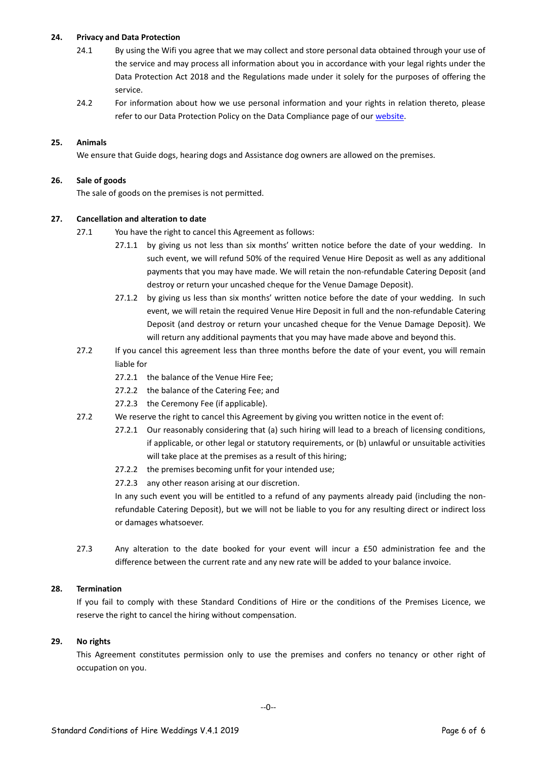**24. Privacy and Data Protection**

24.1 By using the Wifi you agree that we may collect and store personal data obtained through your use of the service and may process all information about you in accordance with your legal rights under the Data Protection Act 2018 and the Regulations made under it solely for the purposes of offering the service.

24.2 For information about how we use personal information and your rights in relation thereto, please refer to our Data Protection Policy on the Data Compliance page of our website.

**25. Animals**

We ensure that Guide dogs, hearing dogs and Assistance dog owners are allowed on the premises.

**26. Sale of goods**

The sale of goods on the premises is not permitted.

**27. Cancellation and alteration to date**

27.1 You have the right to cancel this Agreement as follows:

27.1.1 by giving us not less than six months' written notice before the date of your wedding. In such event, we will refund 50% of the required Venue Hire Deposit as well as any additional payments that you may have made. We will retain the non-refundable Catering Deposit (and destroy or return your uncashed cheque for the Venue Damage Deposit).

27.1.2 by giving us less than six months' written notice before the date of your wedding. In such event, we will retain the required Venue Hire Deposit in full and the non-refundable Catering Deposit (and destroy or return your uncashed cheque for the Venue Damage Deposit). We will return any additional payments that you may have made above and beyond this.

27.2 If you cancel this agreement less than three months before the date of your event, you will remain liable for

27.2.1 the balance of the Venue Hire Fee;

27.2.2 the balance of the Catering Fee; and

27.2.3 the Ceremony Fee (if applicable).

27.2 We reserve the right to cancel this Agreement by giving you written notice in the event of:

27.2.1 Our reasonably considering that (a) such hiring will lead to a breach of licensing conditions, if applicable, or other legal or statutory requirements, or (b) unlawful or unsuitable activities will take place at the premises as a result of this hiring;

27.2.2 the premises becoming unfit for your intended use;

27.2.3 any other reason arising at our discretion.

In any such event you will be entitled to a refund of any payments already paid (including the non-refundable Catering Deposit), but we will not be liable to you for any resulting direct or indirect loss or damages whatsoever.

27.3 Any alteration to the date booked for your event will incur a £50 administration fee and the difference between the current rate and any new rate will be added to your balance invoice.

**28. Termination**

If you fail to comply with these Standard Conditions of Hire or the conditions of the Premises Licence, we reserve the right to cancel the hiring without compensation.

**29. No rights**

This Agreement constitutes permission only to use the premises and confers no tenancy or other right of occupation on you.

--0--